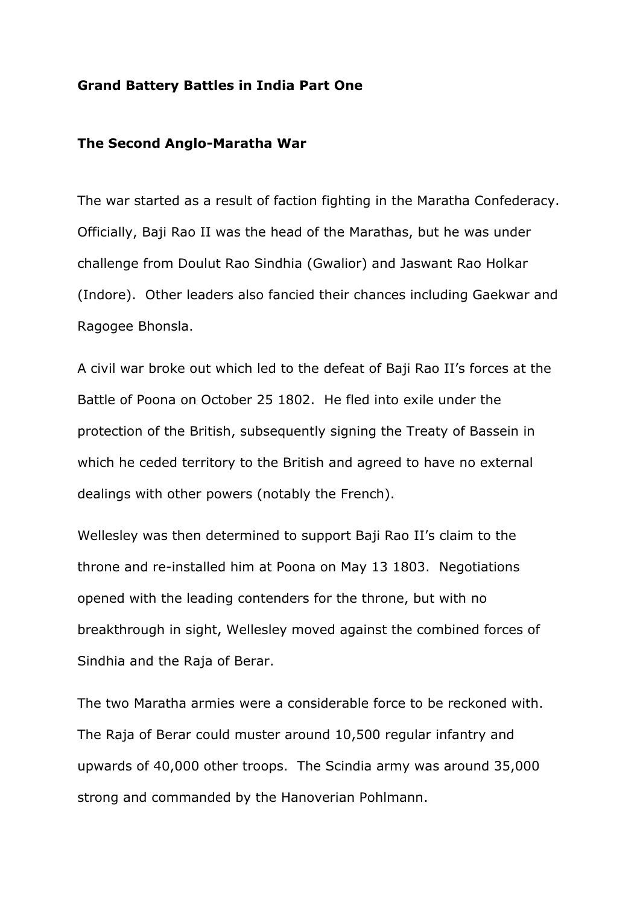**Grand Battery Battles in India Part One**

**The Second Anglo-Maratha War**

The war started as a result of faction fighting in the Maratha Confederacy. Officially, Baji Rao II was the head of the Marathas, but he was under challenge from Doulut Rao Sindhia (Gwalior) and Jaswant Rao Holkar (Indore). Other leaders also fancied their chances including Gaekwar and Ragogee Bhonsla.

A civil war broke out which led to the defeat of Baji Rao II's forces at the Battle of Poona on October 25 1802. He fled into exile under the protection of the British, subsequently signing the Treaty of Bassein in which he ceded territory to the British and agreed to have no external dealings with other powers (notably the French).

Wellesley was then determined to support Baji Rao II's claim to the throne and re-installed him at Poona on May 13 1803. Negotiations opened with the leading contenders for the throne, but with no breakthrough in sight, Wellesley moved against the combined forces of Sindhia and the Raja of Berar.

The two Maratha armies were a considerable force to be reckoned with. The Raja of Berar could muster around 10,500 regular infantry and upwards of 40,000 other troops. The Scindia army was around 35,000 strong and commanded by the Hanoverian Pohlmann.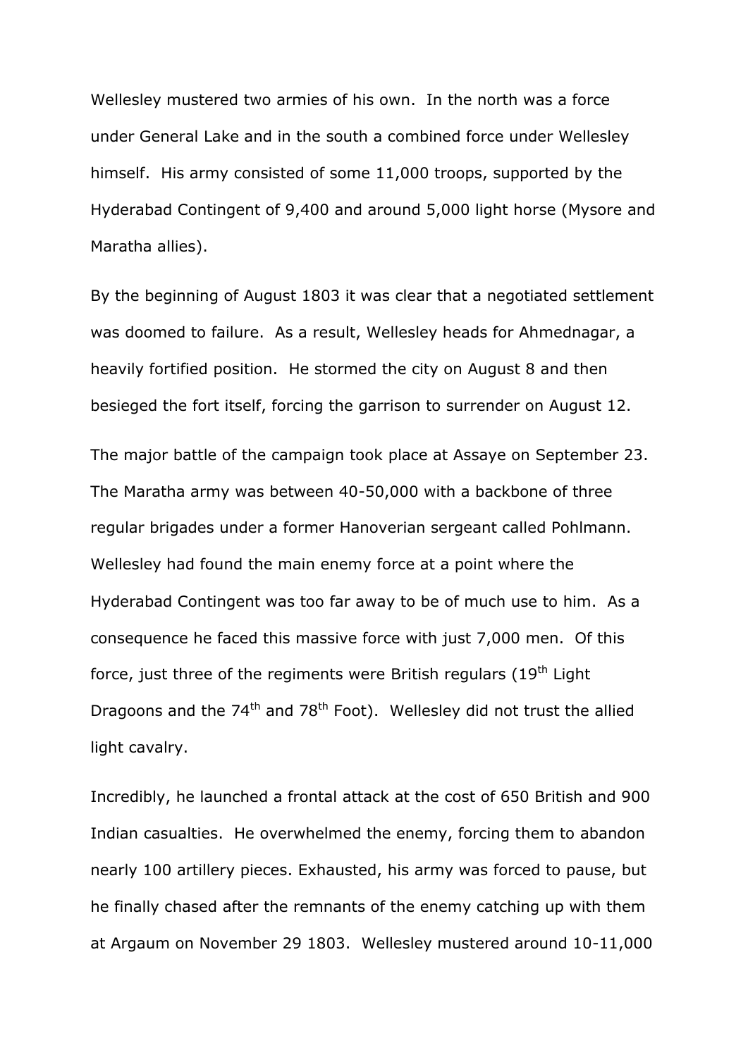Wellesley mustered two armies of his own. In the north was a force under General Lake and in the south a combined force under Wellesley himself. His army consisted of some 11,000 troops, supported by the Hyderabad Contingent of 9,400 and around 5,000 light horse (Mysore and Maratha allies).

By the beginning of August 1803 it was clear that a negotiated settlement was doomed to failure. As a result, Wellesley heads for Ahmednagar, a heavily fortified position. He stormed the city on August 8 and then besieged the fort itself, forcing the garrison to surrender on August 12.

The major battle of the campaign took place at Assaye on September 23. The Maratha army was between 40-50,000 with a backbone of three regular brigades under a former Hanoverian sergeant called Pohlmann. Wellesley had found the main enemy force at a point where the Hyderabad Contingent was too far away to be of much use to him. As a consequence he faced this massive force with just 7,000 men. Of this force, just three of the regiments were British regulars (19th Light Dragoons and the 74th and 78th Foot). Wellesley did not trust the allied light cavalry.

Incredibly, he launched a frontal attack at the cost of 650 British and 900 Indian casualties. He overwhelmed the enemy, forcing them to abandon nearly 100 artillery pieces. Exhausted, his army was forced to pause, but he finally chased after the remnants of the enemy catching up with them at Argaum on November 29 1803. Wellesley mustered around 10-11,000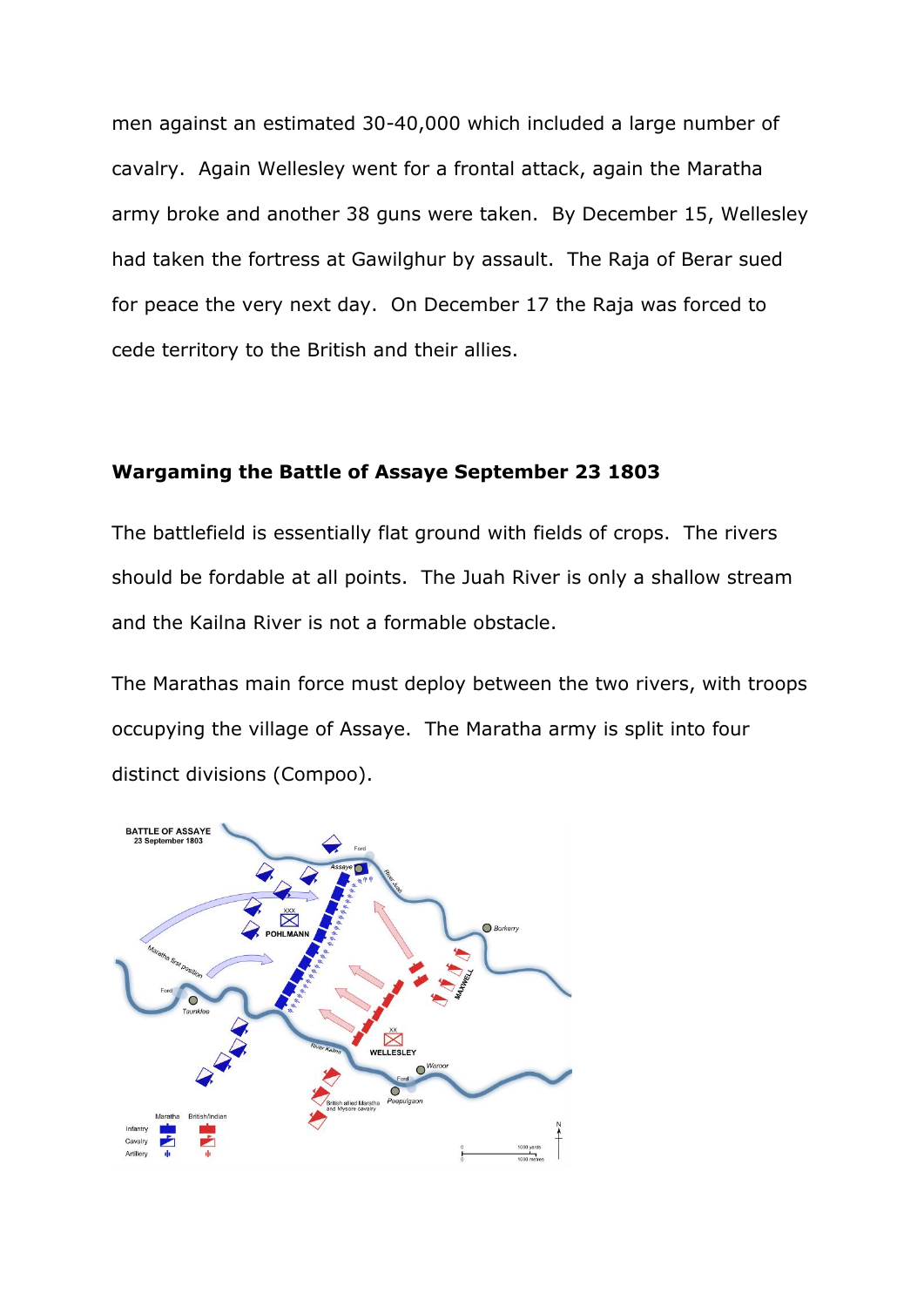men against an estimated 30-40,000 which included a large number of cavalry. Again Wellesley went for a frontal attack, again the Maratha army broke and another 38 guns were taken. By December 15, Wellesley had taken the fortress at Gawilghur by assault. The Raja of Berar sued for peace the very next day. On December 17 the Raja was forced to cede territory to the British and their allies.

### Wargaming the Battle of Assaye September 23 1803

The battlefield is essentially flat ground with fields of crops. The rivers should be fordable at all points. The Juah River is only a shallow stream and the Kailna River is not a formable obstacle.

The Marathas main force must deploy between the two rivers, with troops occupying the village of Assaye. The Maratha army is split into four distinct divisions (Compoo).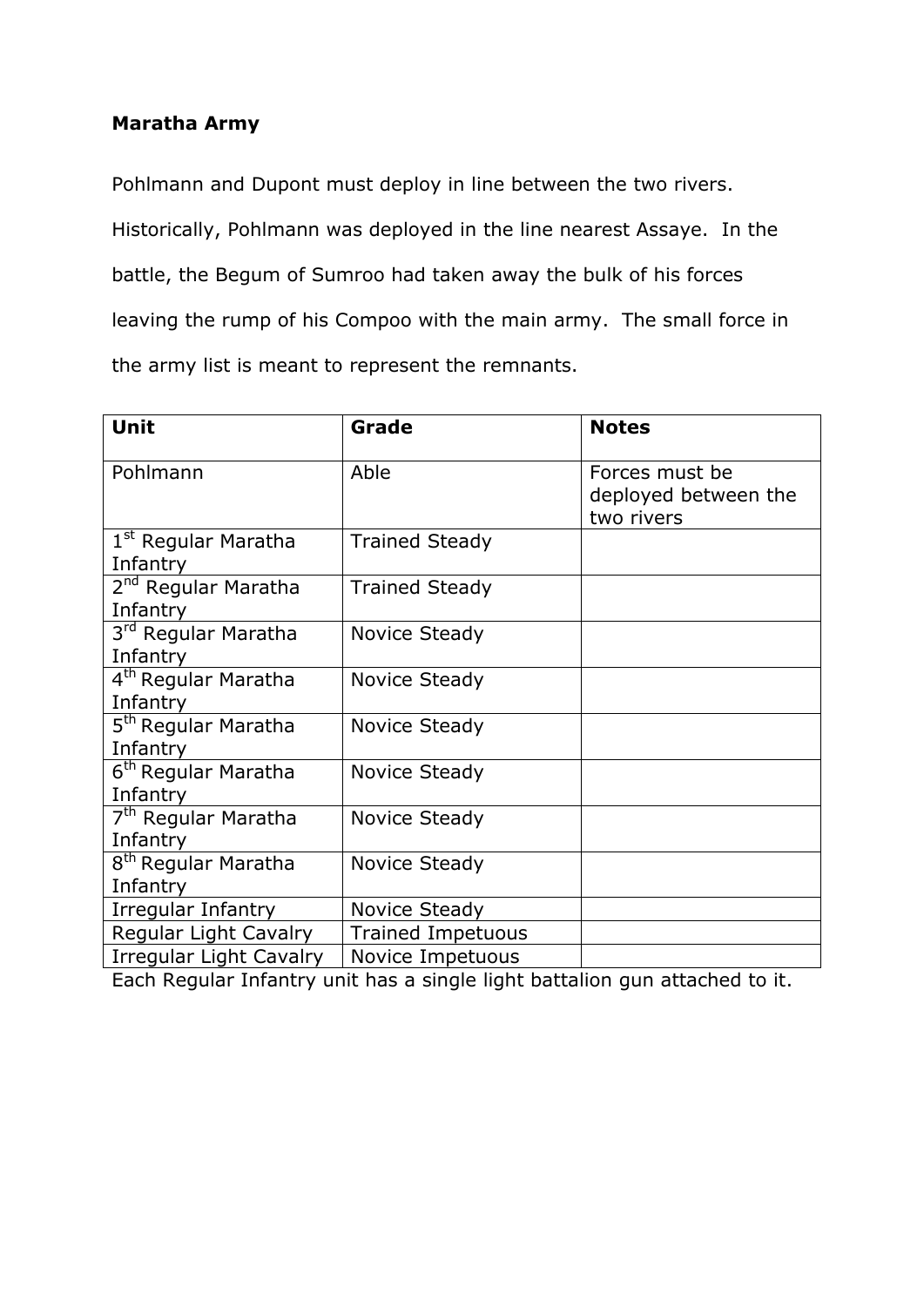**Maratha Army**

Pohlmann and Dupont must deploy in line between the two rivers. Historically, Pohlmann was deployed in the line nearest Assaye. In the battle, the Begum of Sumroo had taken away the bulk of his forces leaving the rump of his Compoo with the main army. The small force in the army list is meant to represent the remnants.

| Unit | Grade | Notes |
|---|---|---|
| Pohlmann | Able | Forces must be deployed between the two rivers |
| 1st Regular Maratha Infantry | Trained Steady | |
| 2nd Regular Maratha Infantry | Trained Steady | |
| 3rd Regular Maratha Infantry | Novice Steady | |
| 4th Regular Maratha Infantry | Novice Steady | |
| 5th Regular Maratha Infantry | Novice Steady | |
| 6th Regular Maratha Infantry | Novice Steady | |
| 7th Regular Maratha Infantry | Novice Steady | |
| 8th Regular Maratha Infantry | Novice Steady | |
| Irregular Infantry | Novice Steady | |
| Regular Light Cavalry | Trained Impetuous | |
| Irregular Light Cavalry | Novice Impetuous | |

Each Regular Infantry unit has a single light battalion gun attached to it.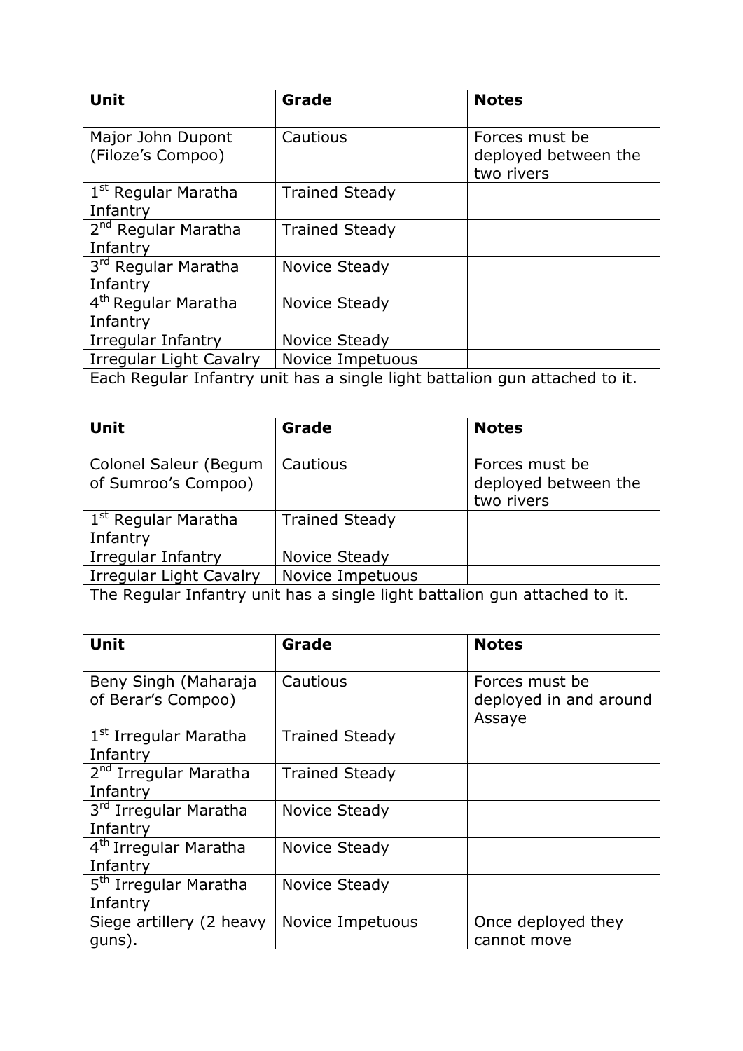| Unit | Grade | Notes |
| --- | --- | --- |
| Major John Dupont (Filoze's Compoo) | Cautious | Forces must be deployed between the two rivers |
| 1st Regular Maratha Infantry | Trained Steady | |
| 2nd Regular Maratha Infantry | Trained Steady | |
| 3rd Regular Maratha Infantry | Novice Steady | |
| 4th Regular Maratha Infantry | Novice Steady | |
| Irregular Infantry | Novice Steady | |
| Irregular Light Cavalry | Novice Impetuous | |

Each Regular Infantry unit has a single light battalion gun attached to it.

| Unit | Grade | Notes |
| --- | --- | --- |
| Colonel Saleur (Begum of Sumroo's Compoo) | Cautious | Forces must be deployed between the two rivers |
| 1st Regular Maratha Infantry | Trained Steady | |
| Irregular Infantry | Novice Steady | |
| Irregular Light Cavalry | Novice Impetuous | |

The Regular Infantry unit has a single light battalion gun attached to it.

| Unit | Grade | Notes |
| --- | --- | --- |
| Beny Singh (Maharaja of Berar's Compoo) | Cautious | Forces must be deployed in and around Assaye |
| 1st Irregular Maratha Infantry | Trained Steady | |
| 2nd Irregular Maratha Infantry | Trained Steady | |
| 3rd Irregular Maratha Infantry | Novice Steady | |
| 4th Irregular Maratha Infantry | Novice Steady | |
| 5th Irregular Maratha Infantry | Novice Steady | |
| Siege artillery (2 heavy guns). | Novice Impetuous | Once deployed they cannot move |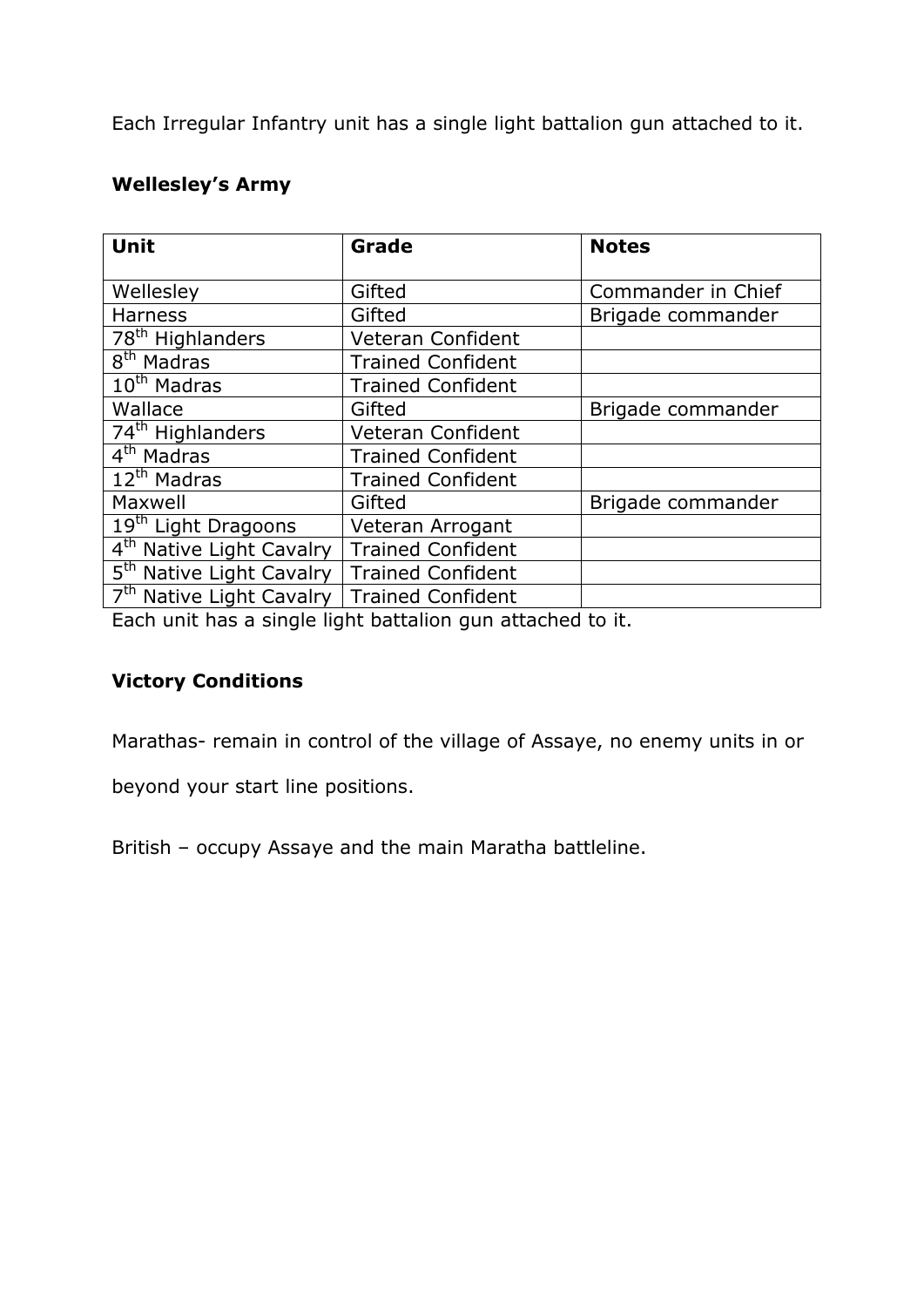Each Irregular Infantry unit has a single light battalion gun attached to it.

**Wellesley's Army**

| Unit | Grade | Notes |
| --- | --- | --- |
| Wellesley | Gifted | Commander in Chief |
| Harness | Gifted | Brigade commander |
| 78th Highlanders | Veteran Confident | |
| 8th Madras | Trained Confident | |
| 10th Madras | Trained Confident | |
| Wallace | Gifted | Brigade commander |
| 74th Highlanders | Veteran Confident | |
| 4th Madras | Trained Confident | |
| 12th Madras | Trained Confident | |
| Maxwell | Gifted | Brigade commander |
| 19th Light Dragoons | Veteran Arrogant | |
| 4th Native Light Cavalry | Trained Confident | |
| 5th Native Light Cavalry | Trained Confident | |
| 7th Native Light Cavalry | Trained Confident | |

Each unit has a single light battalion gun attached to it.

**Victory Conditions**

Marathas- remain in control of the village of Assaye, no enemy units in or beyond your start line positions.

British – occupy Assaye and the main Maratha battleline.